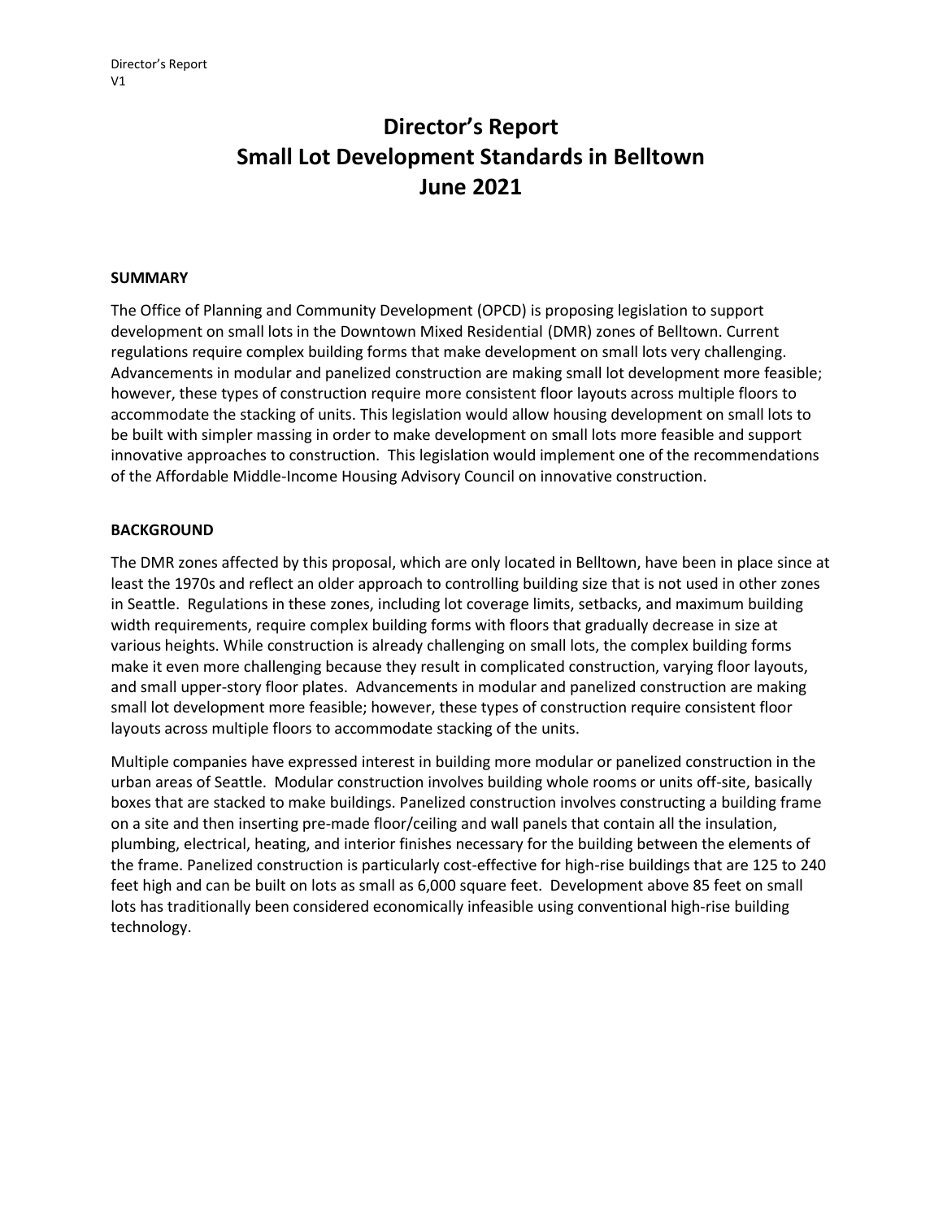# Director's Report
# Small Lot Development Standards in Belltown
# June 2021

## SUMMARY

The Office of Planning and Community Development (OPCD) is proposing legislation to support development on small lots in the Downtown Mixed Residential (DMR) zones of Belltown. Current regulations require complex building forms that make development on small lots very challenging. Advancements in modular and panelized construction are making small lot development more feasible; however, these types of construction require more consistent floor layouts across multiple floors to accommodate the stacking of units. This legislation would allow housing development on small lots to be built with simpler massing in order to make development on small lots more feasible and support innovative approaches to construction. This legislation would implement one of the recommendations of the Affordable Middle-Income Housing Advisory Council on innovative construction.

## BACKGROUND

The DMR zones affected by this proposal, which are only located in Belltown, have been in place since at least the 1970s and reflect an older approach to controlling building size that is not used in other zones in Seattle. Regulations in these zones, including lot coverage limits, setbacks, and maximum building width requirements, require complex building forms with floors that gradually decrease in size at various heights. While construction is already challenging on small lots, the complex building forms make it even more challenging because they result in complicated construction, varying floor layouts, and small upper-story floor plates. Advancements in modular and panelized construction are making small lot development more feasible; however, these types of construction require consistent floor layouts across multiple floors to accommodate stacking of the units.

Multiple companies have expressed interest in building more modular or panelized construction in the urban areas of Seattle. Modular construction involves building whole rooms or units off-site, basically boxes that are stacked to make buildings. Panelized construction involves constructing a building frame on a site and then inserting pre-made floor/ceiling and wall panels that contain all the insulation, plumbing, electrical, heating, and interior finishes necessary for the building between the elements of the frame. Panelized construction is particularly cost-effective for high-rise buildings that are 125 to 240 feet high and can be built on lots as small as 6,000 square feet. Development above 85 feet on small lots has traditionally been considered economically infeasible using conventional high-rise building technology.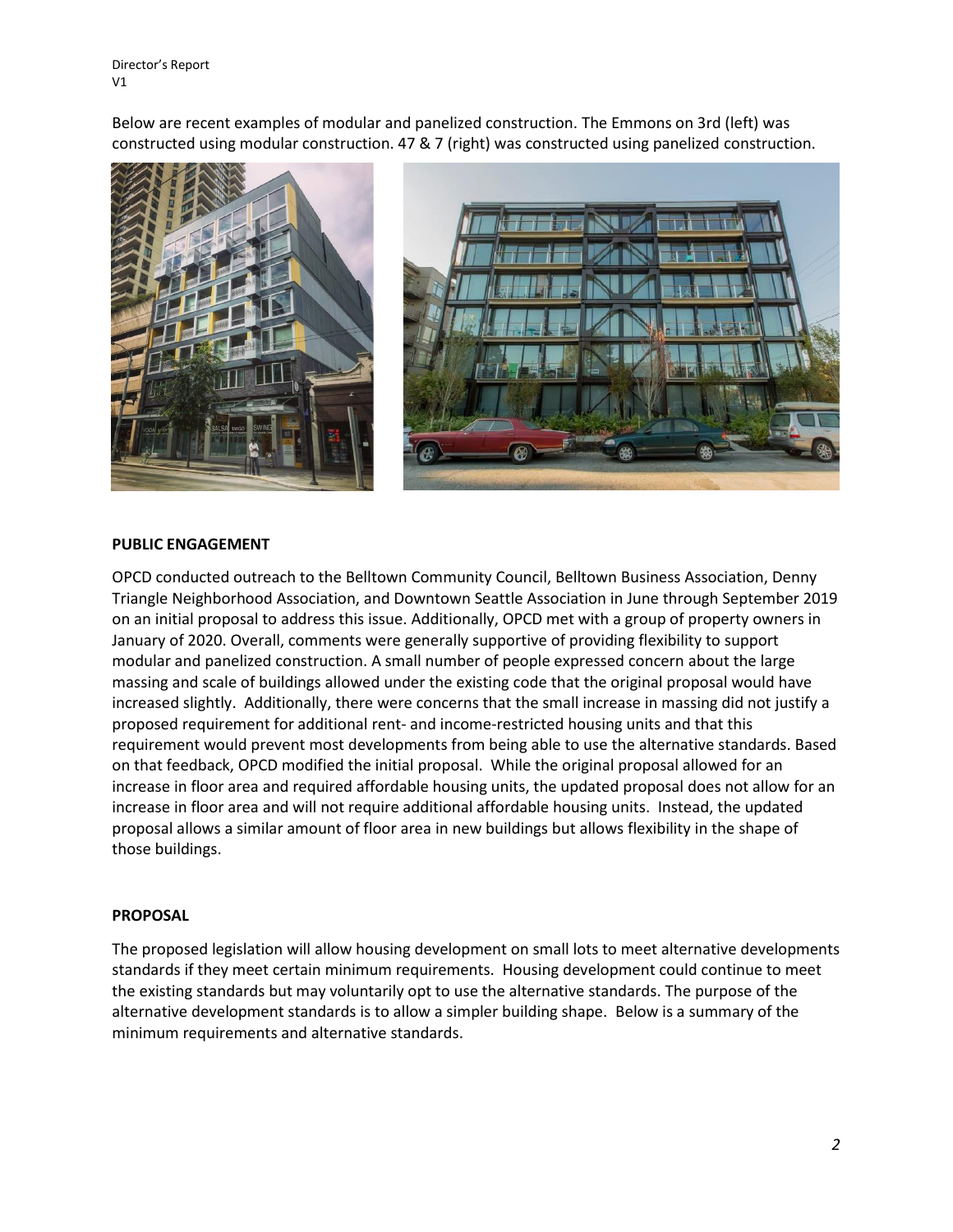Below are recent examples of modular and panelized construction. The Emmons on 3rd (left) was constructed using modular construction. 47 & 7 (right) was constructed using panelized construction.

**PUBLIC ENGAGEMENT**

OPCD conducted outreach to the Belltown Community Council, Belltown Business Association, Denny Triangle Neighborhood Association, and Downtown Seattle Association in June through September 2019 on an initial proposal to address this issue. Additionally, OPCD met with a group of property owners in January of 2020. Overall, comments were generally supportive of providing flexibility to support modular and panelized construction. A small number of people expressed concern about the large massing and scale of buildings allowed under the existing code that the original proposal would have increased slightly. Additionally, there were concerns that the small increase in massing did not justify a proposed requirement for additional rent- and income-restricted housing units and that this requirement would prevent most developments from being able to use the alternative standards. Based on that feedback, OPCD modified the initial proposal. While the original proposal allowed for an increase in floor area and required affordable housing units, the updated proposal does not allow for an increase in floor area and will not require additional affordable housing units. Instead, the updated proposal allows a similar amount of floor area in new buildings but allows flexibility in the shape of those buildings.

**PROPOSAL**

The proposed legislation will allow housing development on small lots to meet alternative developments standards if they meet certain minimum requirements. Housing development could continue to meet the existing standards but may voluntarily opt to use the alternative standards. The purpose of the alternative development standards is to allow a simpler building shape. Below is a summary of the minimum requirements and alternative standards.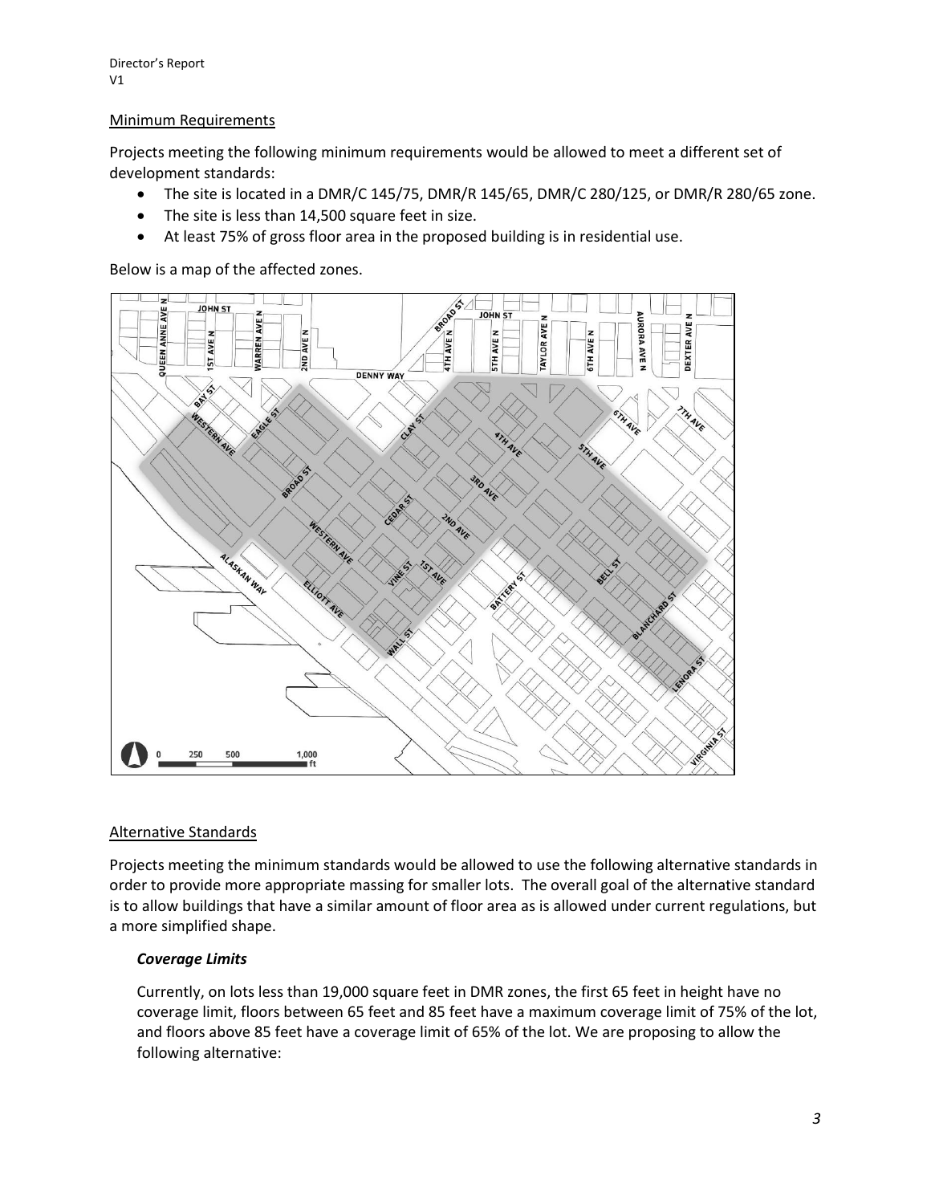## Minimum Requirements

Projects meeting the following minimum requirements would be allowed to meet a different set of development standards:

- The site is located in a DMR/C 145/75, DMR/R 145/65, DMR/C 280/125, or DMR/R 280/65 zone.
- The site is less than 14,500 square feet in size.
- At least 75% of gross floor area in the proposed building is in residential use.

Below is a map of the affected zones.

## Alternative Standards

Projects meeting the minimum standards would be allowed to use the following alternative standards in order to provide more appropriate massing for smaller lots. The overall goal of the alternative standard is to allow buildings that have a similar amount of floor area as is allowed under current regulations, but a more simplified shape.

### *Coverage Limits*

Currently, on lots less than 19,000 square feet in DMR zones, the first 65 feet in height have no coverage limit, floors between 65 feet and 85 feet have a maximum coverage limit of 75% of the lot, and floors above 85 feet have a coverage limit of 65% of the lot. We are proposing to allow the following alternative: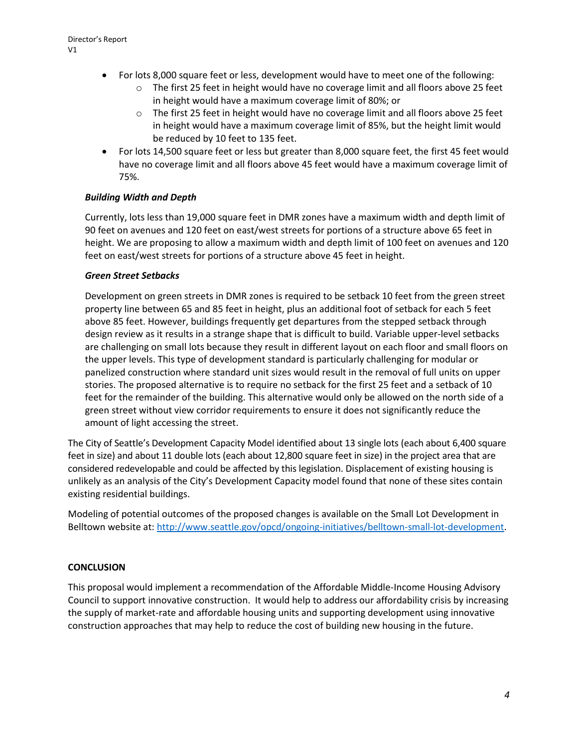- For lots 8,000 square feet or less, development would have to meet one of the following:
    - The first 25 feet in height would have no coverage limit and all floors above 25 feet in height would have a maximum coverage limit of 80%; or
    - The first 25 feet in height would have no coverage limit and all floors above 25 feet in height would have a maximum coverage limit of 85%, but the height limit would be reduced by 10 feet to 135 feet.
- For lots 14,500 square feet or less but greater than 8,000 square feet, the first 45 feet would have no coverage limit and all floors above 45 feet would have a maximum coverage limit of 75%.

***Building Width and Depth***

Currently, lots less than 19,000 square feet in DMR zones have a maximum width and depth limit of 90 feet on avenues and 120 feet on east/west streets for portions of a structure above 65 feet in height. We are proposing to allow a maximum width and depth limit of 100 feet on avenues and 120 feet on east/west streets for portions of a structure above 45 feet in height.

***Green Street Setbacks***

Development on green streets in DMR zones is required to be setback 10 feet from the green street property line between 65 and 85 feet in height, plus an additional foot of setback for each 5 feet above 85 feet. However, buildings frequently get departures from the stepped setback through design review as it results in a strange shape that is difficult to build. Variable upper-level setbacks are challenging on small lots because they result in different layout on each floor and small floors on the upper levels. This type of development standard is particularly challenging for modular or panelized construction where standard unit sizes would result in the removal of full units on upper stories. The proposed alternative is to require no setback for the first 25 feet and a setback of 10 feet for the remainder of the building. This alternative would only be allowed on the north side of a green street without view corridor requirements to ensure it does not significantly reduce the amount of light accessing the street.

The City of Seattle's Development Capacity Model identified about 13 single lots (each about 6,400 square feet in size) and about 11 double lots (each about 12,800 square feet in size) in the project area that are considered redevelopable and could be affected by this legislation. Displacement of existing housing is unlikely as an analysis of the City's Development Capacity model found that none of these sites contain existing residential buildings.

Modeling of potential outcomes of the proposed changes is available on the Small Lot Development in Belltown website at: http://www.seattle.gov/opcd/ongoing-initiatives/belltown-small-lot-development.

**CONCLUSION**

This proposal would implement a recommendation of the Affordable Middle-Income Housing Advisory Council to support innovative construction. It would help to address our affordability crisis by increasing the supply of market-rate and affordable housing units and supporting development using innovative construction approaches that may help to reduce the cost of building new housing in the future.